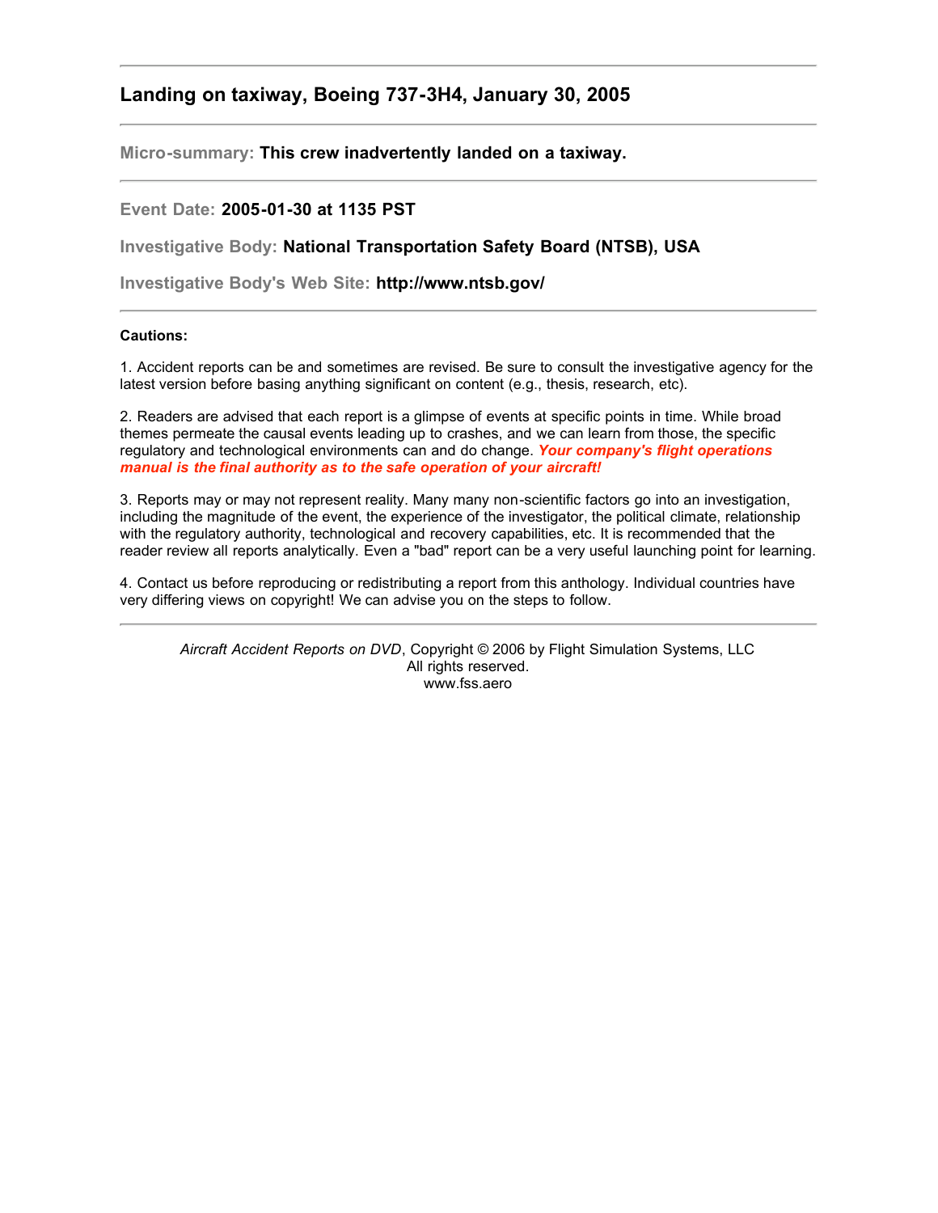## Landing on taxiway, Boeing 737-3H4, January 30, 2005

---

**Micro-summary:** **This crew inadvertently landed on a taxiway.**

---

**Event Date:** **2005-01-30 at 1135 PST**

**Investigative Body:** **National Transportation Safety Board (NTSB), USA**

**Investigative Body's Web Site:** **http://www.ntsb.gov/**

---

**Cautions:**

1. Accident reports can be and sometimes are revised. Be sure to consult the investigative agency for the latest version before basing anything significant on content (e.g., thesis, research, etc).

2. Readers are advised that each report is a glimpse of events at specific points in time. While broad themes permeate the causal events leading up to crashes, and we can learn from those, the specific regulatory and technological environments can and do change. ***Your company's flight operations manual is the final authority as to the safe operation of your aircraft!***

3. Reports may or may not represent reality. Many many non-scientific factors go into an investigation, including the magnitude of the event, the experience of the investigator, the political climate, relationship with the regulatory authority, technological and recovery capabilities, etc. It is recommended that the reader review all reports analytically. Even a "bad" report can be a very useful launching point for learning.

4. Contact us before reproducing or redistributing a report from this anthology. Individual countries have very differing views on copyright! We can advise you on the steps to follow.

---

*Aircraft Accident Reports on DVD*, Copyright © 2006 by Flight Simulation Systems, LLC
All rights reserved.
www.fss.aero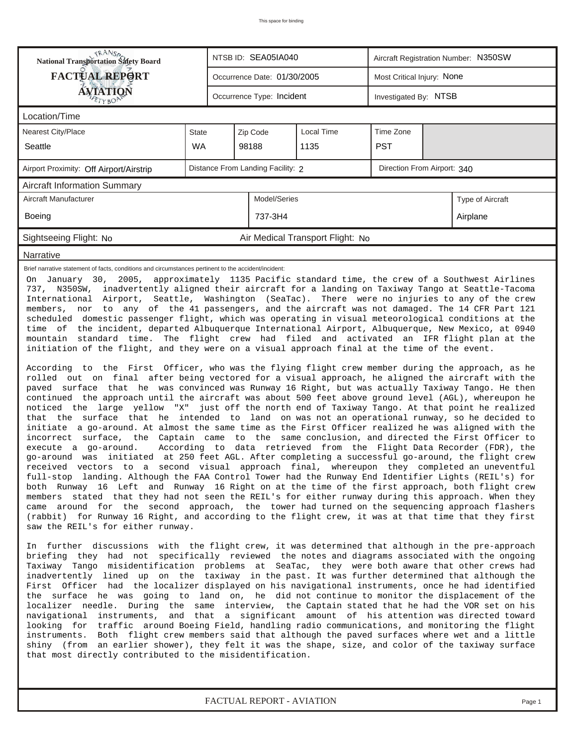This space for binding

| National Transportation Safety Board FACTUAL REPORT AVIATION | NTSB ID: SEA05IA040 | Aircraft Registration Number: N350SW |
|---|---|---|
| | Occurrence Date: 01/30/2005 | Most Critical Injury: None |
| | Occurrence Type: Incident | Investigated By: NTSB |

## Location/Time

| Nearest City/Place | State | Zip Code | Local Time | Time Zone |
|---|---|---|---|---|
| Seattle | WA | 98188 | 1135 | PST |

| Airport Proximity: Off Airport/Airstrip | Distance From Landing Facility: 2 | Direction From Airport: 340 |
|---|---|---|

## Aircraft Information Summary

| Aircraft Manufacturer | Model/Series | Type of Aircraft |
|---|---|---|
| Boeing | 737-3H4 | Airplane |

Sightseeing Flight: No    Air Medical Transport Flight: No

## Narrative

Brief narrative statement of facts, conditions and circumstances pertinent to the accident/incident:

On January 30, 2005, approximately 1135 Pacific standard time, the crew of a Southwest Airlines 737, N350SW, inadvertently aligned their aircraft for a landing on Taxiway Tango at Seattle-Tacoma International Airport, Seattle, Washington (SeaTac). There were no injuries to any of the crew members, nor to any of the 41 passengers, and the aircraft was not damaged. The 14 CFR Part 121 scheduled domestic passenger flight, which was operating in visual meteorological conditions at the time of the incident, departed Albuquerque International Airport, Albuquerque, New Mexico, at 0940 mountain standard time. The flight crew had filed and activated an IFR flight plan at the initiation of the flight, and they were on a visual approach final at the time of the event.

According to the First Officer, who was the flying flight crew member during the approach, as he rolled out on final after being vectored for a visual approach, he aligned the aircraft with the paved surface that he was convinced was Runway 16 Right, but was actually Taxiway Tango. He then continued the approach until the aircraft was about 500 feet above ground level (AGL), whereupon he noticed the large yellow "X" just off the north end of Taxiway Tango. At that point he realized that the surface that he intended to land on was not an operational runway, so he decided to initiate a go-around. At almost the same time as the First Officer realized he was aligned with the incorrect surface, the Captain came to the same conclusion, and directed the First Officer to execute a go-around. According to data retrieved from the Flight Data Recorder (FDR), the go-around was initiated at 250 feet AGL. After completing a successful go-around, the flight crew received vectors to a second visual approach final, whereupon they completed an uneventful full-stop landing. Although the FAA Control Tower had the Runway End Identifier Lights (REIL's) for both Runway 16 Left and Runway 16 Right on at the time of the first approach, both flight crew members stated that they had not seen the REIL's for either runway during this approach. When they came around for the second approach, the tower had turned on the sequencing approach flashers (rabbit) for Runway 16 Right, and according to the flight crew, it was at that time that they first saw the REIL's for either runway.

In further discussions with the flight crew, it was determined that although in the pre-approach briefing they had not specifically reviewed the notes and diagrams associated with the ongoing Taxiway Tango misidentification problems at SeaTac, they were both aware that other crews had inadvertently lined up on the taxiway in the past. It was further determined that although the First Officer had the localizer displayed on his navigational instruments, once he had identified the surface he was going to land on, he did not continue to monitor the displacement of the localizer needle. During the same interview, the Captain stated that he had the VOR set on his navigational instruments, and that a significant amount of his attention was directed toward looking for traffic around Boeing Field, handling radio communications, and monitoring the flight instruments. Both flight crew members said that although the paved surfaces where wet and a little shiny (from an earlier shower), they felt it was the shape, size, and color of the taxiway surface that most directly contributed to the misidentification.

FACTUAL REPORT - AVIATION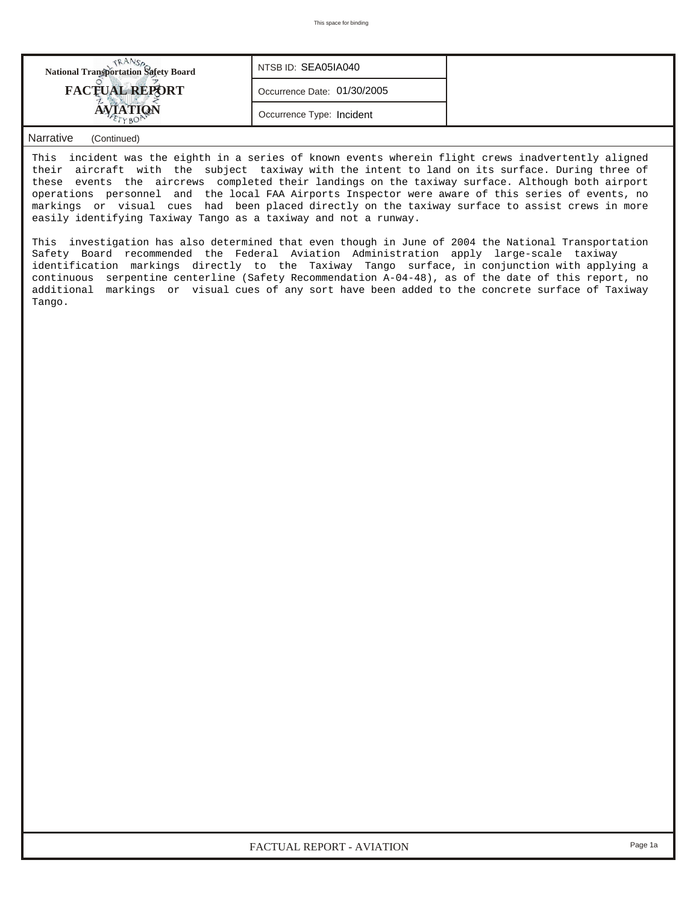| National Transportation Safety Board FACTUAL REPORT AVIATION | NTSB ID: SEA05IA040 | |
|---|---|---|
| | Occurrence Date: 01/30/2005 | |
| | Occurrence Type: Incident | |

Narrative (Continued)

This incident was the eighth in a series of known events wherein flight crews inadvertently aligned their aircraft with the subject taxiway with the intent to land on its surface. During three of these events the aircrews completed their landings on the taxiway surface. Although both airport operations personnel and the local FAA Airports Inspector were aware of this series of events, no markings or visual cues had been placed directly on the taxiway surface to assist crews in more easily identifying Taxiway Tango as a taxiway and not a runway.

This investigation has also determined that even though in June of 2004 the National Transportation Safety Board recommended the Federal Aviation Administration apply large-scale taxiway identification markings directly to the Taxiway Tango surface, in conjunction with applying a continuous serpentine centerline (Safety Recommendation A-04-48), as of the date of this report, no additional markings or visual cues of any sort have been added to the concrete surface of Taxiway Tango.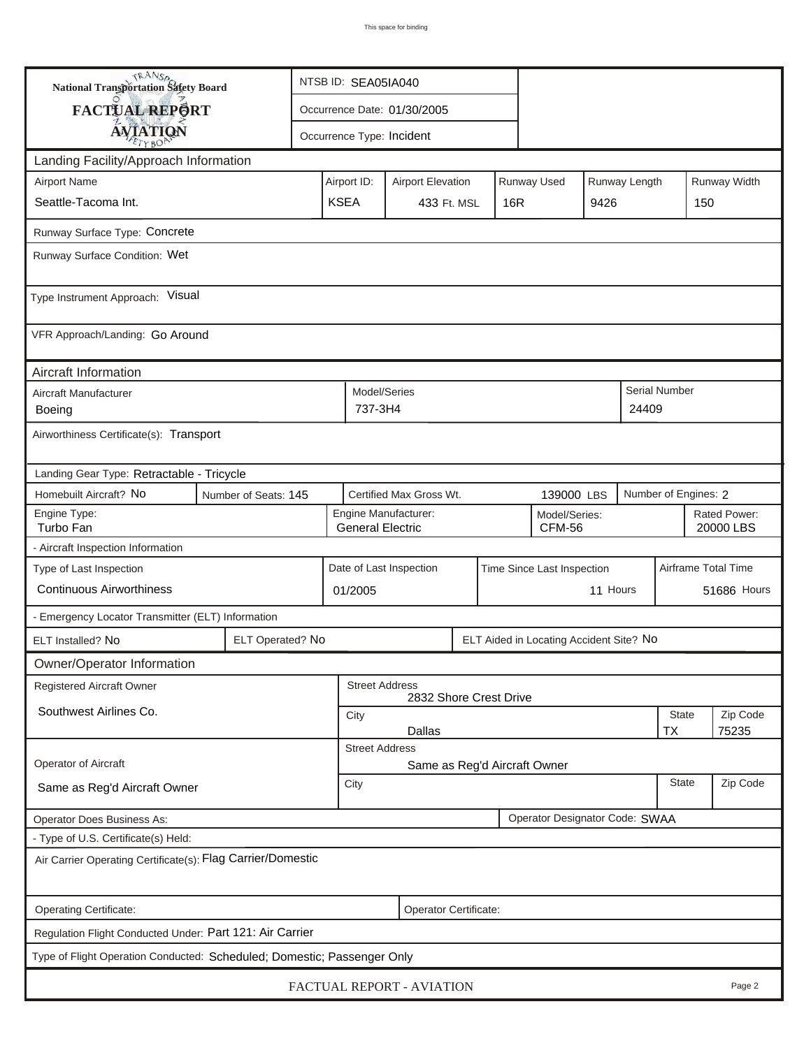This space for binding

| National Transportation Safety Board | NTSB ID: SEA05IA040 |
|---|---|
| **FACTUAL REPORT** | Occurrence Date: 01/30/2005 |
| **AVIATION** | Occurrence Type: Incident |

## Landing Facility/Approach Information

| Airport Name | Airport ID: | Airport Elevation | Runway Used | Runway Length | Runway Width |
|---|---|---|---|---|---|
| Seattle-Tacoma Int. | KSEA | 433 Ft. MSL | 16R | 9426 | 150 |

Runway Surface Type: Concrete

Runway Surface Condition: Wet

Type Instrument Approach: Visual

VFR Approach/Landing: Go Around

## Aircraft Information

| Aircraft Manufacturer | Model/Series | Serial Number |
|---|---|---|
| Boeing | 737-3H4 | 24409 |

Airworthiness Certificate(s): Transport

Landing Gear Type: Retractable - Tricycle

| Homebuilt Aircraft? | Number of Seats: | Certified Max Gross Wt. | Number of Engines: |
|---|---|---|---|
| No | 145 | 139000 LBS | 2 |

| Engine Type: | Engine Manufacturer: | Model/Series: | Rated Power: |
|---|---|---|---|
| Turbo Fan | General Electric | CFM-56 | 20000 LBS |

- Aircraft Inspection Information

| Type of Last Inspection | Date of Last Inspection | Time Since Last Inspection | Airframe Total Time |
|---|---|---|---|
| Continuous Airworthiness | 01/2005 | 11 Hours | 51686 Hours |

- Emergency Locator Transmitter (ELT) Information

| ELT Installed? | ELT Operated? | ELT Aided in Locating Accident Site? |
|---|---|---|
| No | No | No |

## Owner/Operator Information

| Registered Aircraft Owner | Street Address | | |
|---|---|---|---|
| Southwest Airlines Co. | 2832 Shore Crest Drive | | |
| | City | State | Zip Code |
| | Dallas | TX | 75235 |

| Operator of Aircraft | Street Address | | |
|---|---|---|---|
| Same as Reg'd Aircraft Owner | Same as Reg'd Aircraft Owner | | |
| | City | State | Zip Code |

Operator Does Business As:

Operator Designator Code: SWAA

- Type of U.S. Certificate(s) Held:

Air Carrier Operating Certificate(s): Flag Carrier/Domestic

Operating Certificate:

Operator Certificate:

Regulation Flight Conducted Under: Part 121: Air Carrier

Type of Flight Operation Conducted: Scheduled; Domestic; Passenger Only

FACTUAL REPORT - AVIATION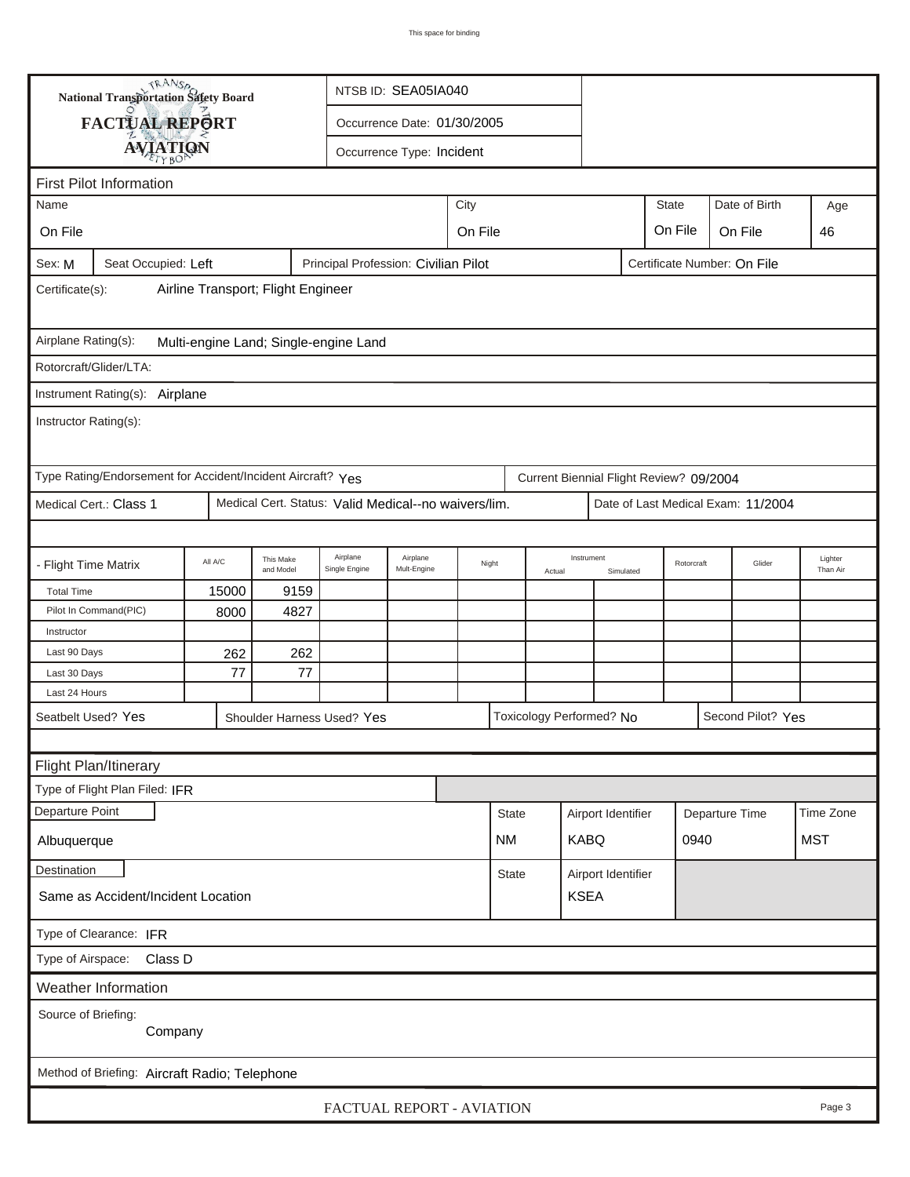National Transportation Safety Board

**FACTUAL REPORT**

**AVIATION**

NTSB ID: SEA05IA040

Occurrence Date: 01/30/2005

Occurrence Type: Incident

## First Pilot Information

| Name | City | State | Date of Birth | Age |
|---|---|---|---|---|
| On File | On File | On File | On File | 46 |

Sex: M | Seat Occupied: Left | Principal Profession: Civilian Pilot | Certificate Number: On File

Certificate(s): Airline Transport; Flight Engineer

Airplane Rating(s): Multi-engine Land; Single-engine Land

Rotorcraft/Glider/LTA:

Instrument Rating(s): Airplane

Instructor Rating(s):

Type Rating/Endorsement for Accident/Incident Aircraft? Yes | Current Biennial Flight Review? 09/2004

Medical Cert.: Class 1 | Medical Cert. Status: Valid Medical--no waivers/lim. | Date of Last Medical Exam: 11/2004

| - Flight Time Matrix | All A/C | This Make and Model | Airplane Single Engine | Airplane Mult-Engine | Night | Instrument Actual | Instrument Simulated | Rotorcraft | Glider | Lighter Than Air |
|---|---|---|---|---|---|---|---|---|---|---|
| Total Time | 15000 | 9159 | | | | | | | | |
| Pilot In Command(PIC) | 8000 | 4827 | | | | | | | | |
| Instructor | | | | | | | | | | |
| Last 90 Days | 262 | 262 | | | | | | | | |
| Last 30 Days | 77 | 77 | | | | | | | | |
| Last 24 Hours | | | | | | | | | | |

Seatbelt Used? Yes | Shoulder Harness Used? Yes | Toxicology Performed? No | Second Pilot? Yes

## Flight Plan/Itinerary

Type of Flight Plan Filed: IFR

| Departure Point | State | Airport Identifier | Departure Time | Time Zone |
|---|---|---|---|---|
| Albuquerque | NM | KABQ | 0940 | MST |

| Destination | State | Airport Identifier |
|---|---|---|
| Same as Accident/Incident Location | | KSEA |

Type of Clearance: IFR

Type of Airspace: Class D

## Weather Information

Source of Briefing: Company

Method of Briefing: Aircraft Radio; Telephone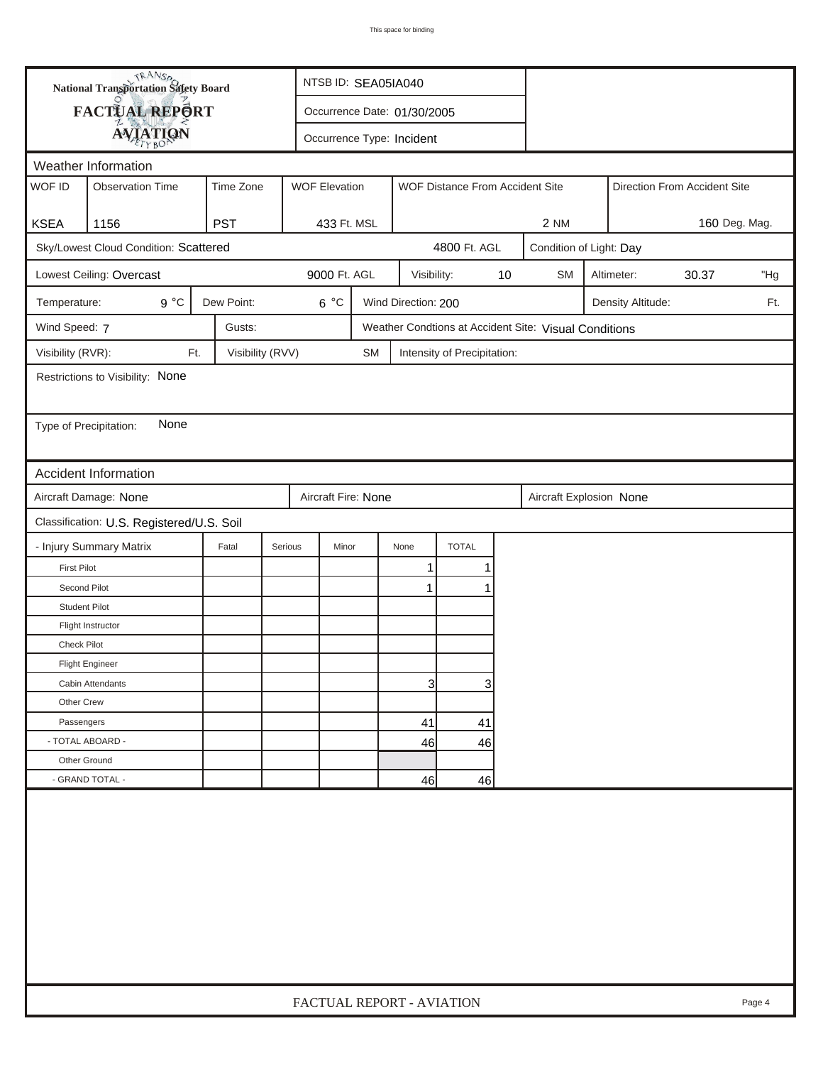**National Transportation Safety Board**

**FACTUAL REPORT**

**AVIATION**

NTSB ID: SEA05IA040

Occurrence Date: 01/30/2005

Occurrence Type: Incident

## Weather Information

| WOF ID | Observation Time | Time Zone | WOF Elevation | WOF Distance From Accident Site | Direction From Accident Site |
|---|---|---|---|---|---|
| KSEA | 1156 | PST | 433 Ft. MSL | 2 NM | 160 Deg. Mag. |

Sky/Lowest Cloud Condition: Scattered 4800 Ft. AGL

Condition of Light: Day

Lowest Ceiling: Overcast 9000 Ft. AGL

Visibility: 10 SM

Altimeter: 30.37 "Hg

Temperature: 9 °C

Dew Point: 6 °C

Wind Direction: 200

Density Altitude: Ft.

Wind Speed: 7

Gusts:

Weather Condtions at Accident Site: Visual Conditions

Visibility (RVR): Ft.

Visibility (RVV) SM

Intensity of Precipitation:

Restrictions to Visibility: None

Type of Precipitation: None

## Accident Information

Aircraft Damage: None

Aircraft Fire: None

Aircraft Explosion None

Classification: U.S. Registered/U.S. Soil

| - Injury Summary Matrix | Fatal | Serious | Minor | None | TOTAL |
|---|---|---|---|---|---|
| First Pilot | | | | 1 | 1 |
| Second Pilot | | | | 1 | 1 |
| Student Pilot | | | | | |
| Flight Instructor | | | | | |
| Check Pilot | | | | | |
| Flight Engineer | | | | | |
| Cabin Attendants | | | | 3 | 3 |
| Other Crew | | | | | |
| Passengers | | | | 41 | 41 |
| - TOTAL ABOARD - | | | | 46 | 46 |
| Other Ground | | | | | |
| - GRAND TOTAL - | | | | 46 | 46 |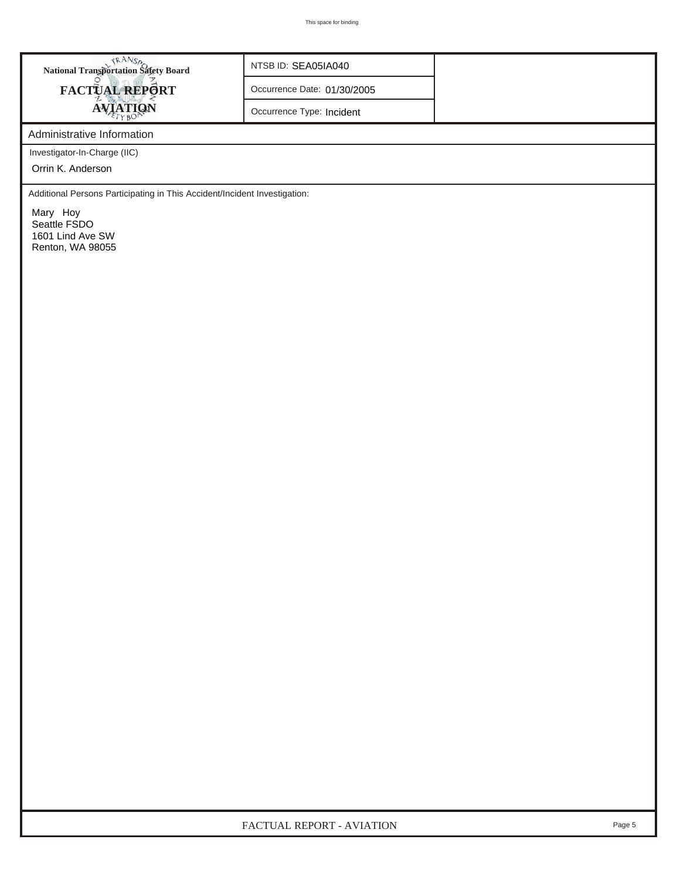National Transportation Safety Board

**FACTUAL REPORT**

**AVIATION**

| | |
|---|---|
| NTSB ID: SEA05IA040 | |
| Occurrence Date: 01/30/2005 | |
| Occurrence Type: Incident | |

## Administrative Information

Investigator-In-Charge (IIC)

Orrin K. Anderson

Additional Persons Participating in This Accident/Incident Investigation:

Mary Hoy
Seattle FSDO
1601 Lind Ave SW
Renton, WA 98055